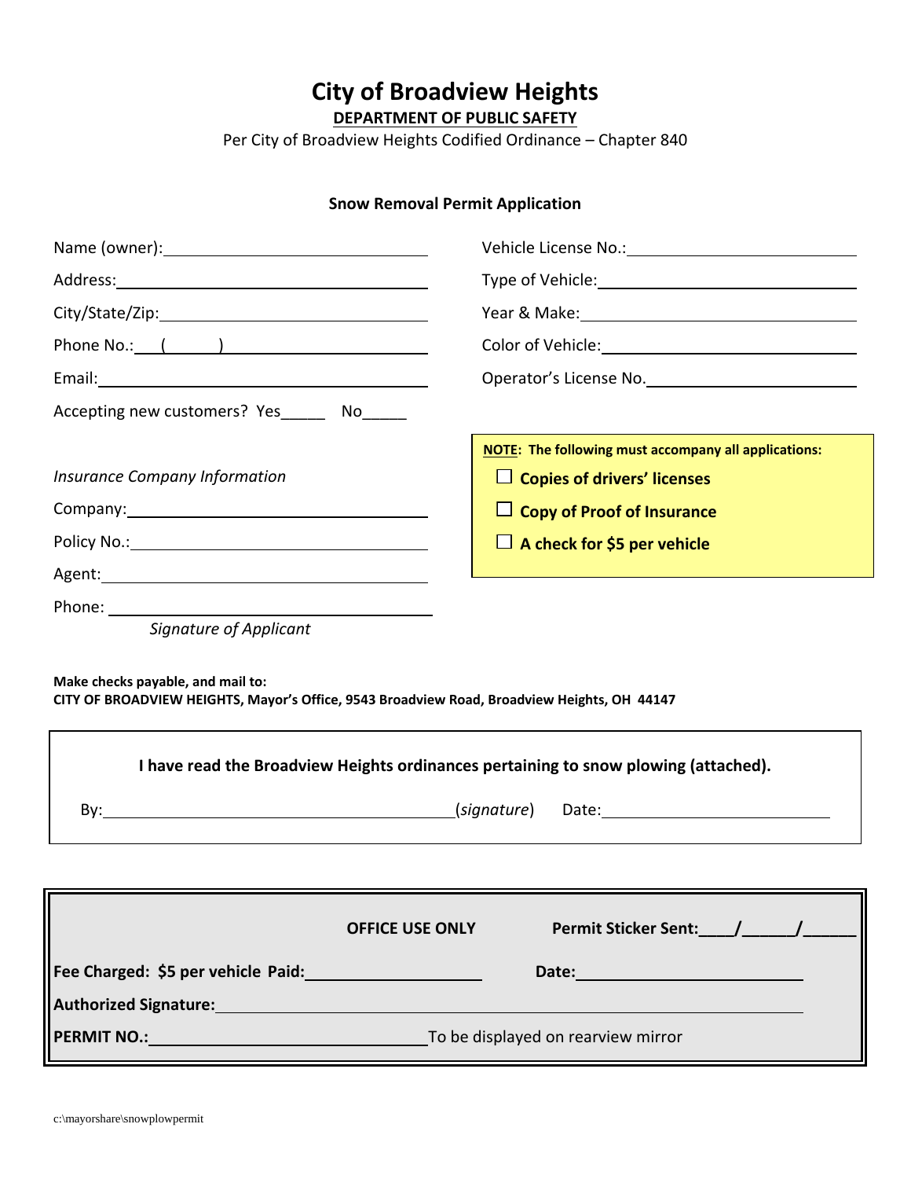# City of Broadview Heights

**DEPARTMENT OF PUBLIC SAFETY**

Per City of Broadview Heights Codified Ordinance – Chapter 840

**Snow Removal Permit Application**

Name (owner): ______________________________

Address: ______________________________

City/State/Zip: ______________________________

Phone No.: (      ) ______________________________

Email: ______________________________

Accepting new customers? Yes_____ No_____

Vehicle License No.: ______________________________

Type of Vehicle: ______________________________

Year & Make: ______________________________

Color of Vehicle: ______________________________

Operator's License No. ______________________________

*Insurance Company Information*

Company: ______________________________

Policy No.: ______________________________

Agent: ______________________________

Phone: ______________________________

*Signature of Applicant*

**NOTE: The following must accompany all applications:**

- ☐ **Copies of drivers' licenses**
- ☐ **Copy of Proof of Insurance**
- ☐ **A check for $5 per vehicle**

**Make checks payable, and mail to:**
**CITY OF BROADVIEW HEIGHTS, Mayor's Office, 9543 Broadview Road, Broadview Heights, OH 44147**

**I have read the Broadview Heights ordinances pertaining to snow plowing (attached).**

By: ______________________________ (*signature*) Date: ______________________________

**OFFICE USE ONLY** **Permit Sticker Sent: \_\_\_\_/\_\_\_\_\_\_/\_\_\_\_\_\_**

**Fee Charged: $5 per vehicle Paid:** ____________________ **Date:** ____________________

**Authorized Signature:** ______________________________

**PERMIT NO.:** ______________________________ To be displayed on rearview mirror

c:\mayorshare\snowplowpermit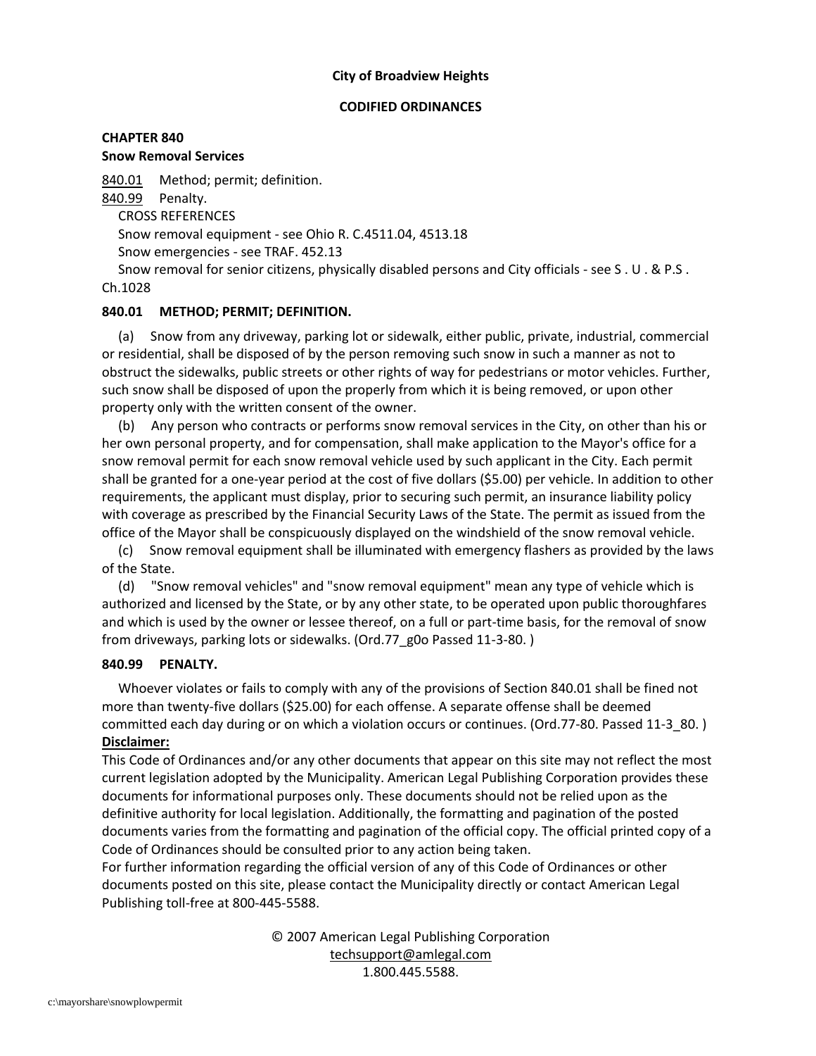**City of Broadview Heights**

**CODIFIED ORDINANCES**

## CHAPTER 840
## Snow Removal Services

840.01 Method; permit; definition.
840.99 Penalty.

CROSS REFERENCES
Snow removal equipment - see Ohio R. C.4511.04, 4513.18
Snow emergencies - see TRAF. 452.13
Snow removal for senior citizens, physically disabled persons and City officials - see S . U . & P.S . Ch.1028

### 840.01 METHOD; PERMIT; DEFINITION.

(a) Snow from any driveway, parking lot or sidewalk, either public, private, industrial, commercial or residential, shall be disposed of by the person removing such snow in such a manner as not to obstruct the sidewalks, public streets or other rights of way for pedestrians or motor vehicles. Further, such snow shall be disposed of upon the properly from which it is being removed, or upon other property only with the written consent of the owner.

(b) Any person who contracts or performs snow removal services in the City, on other than his or her own personal property, and for compensation, shall make application to the Mayor's office for a snow removal permit for each snow removal vehicle used by such applicant in the City. Each permit shall be granted for a one-year period at the cost of five dollars ($5.00) per vehicle. In addition to other requirements, the applicant must display, prior to securing such permit, an insurance liability policy with coverage as prescribed by the Financial Security Laws of the State. The permit as issued from the office of the Mayor shall be conspicuously displayed on the windshield of the snow removal vehicle.

(c) Snow removal equipment shall be illuminated with emergency flashers as provided by the laws of the State.

(d) "Snow removal vehicles" and "snow removal equipment" mean any type of vehicle which is authorized and licensed by the State, or by any other state, to be operated upon public thoroughfares and which is used by the owner or lessee thereof, on a full or part-time basis, for the removal of snow from driveways, parking lots or sidewalks. (Ord.77_g0o Passed 11-3-80. )

### 840.99 PENALTY.

Whoever violates or fails to comply with any of the provisions of Section 840.01 shall be fined not more than twenty-five dollars ($25.00) for each offense. A separate offense shall be deemed committed each day during or on which a violation occurs or continues. (Ord.77-80. Passed 11-3_80. )

**Disclaimer:**

This Code of Ordinances and/or any other documents that appear on this site may not reflect the most current legislation adopted by the Municipality. American Legal Publishing Corporation provides these documents for informational purposes only. These documents should not be relied upon as the definitive authority for local legislation. Additionally, the formatting and pagination of the posted documents varies from the formatting and pagination of the official copy. The official printed copy of a Code of Ordinances should be consulted prior to any action being taken.

For further information regarding the official version of any of this Code of Ordinances or other documents posted on this site, please contact the Municipality directly or contact American Legal Publishing toll-free at 800-445-5588.

© 2007 American Legal Publishing Corporation
techsupport@amlegal.com
1.800.445.5588.

c:\mayorshare\snowplowpermit